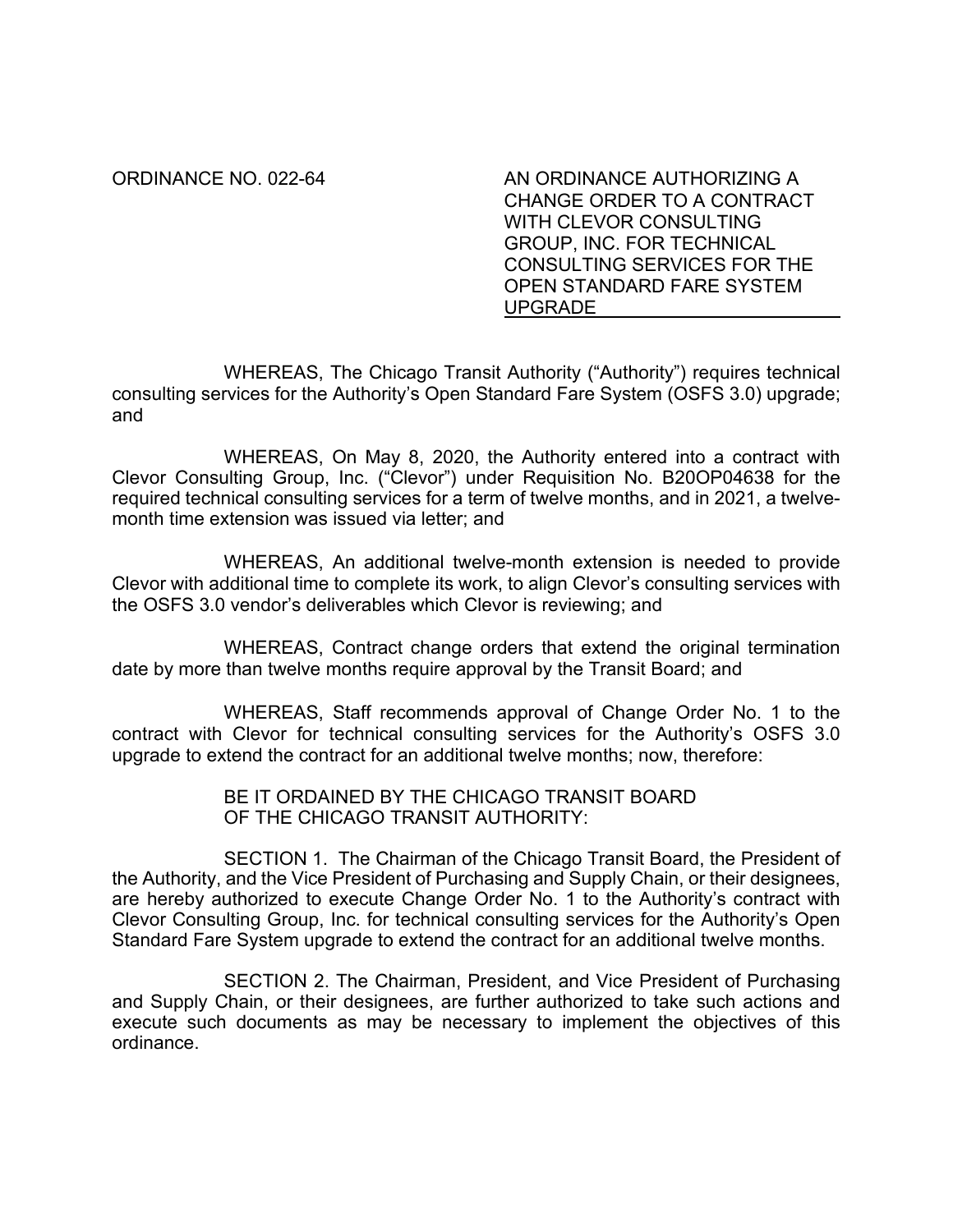ORDINANCE NO. 022-64

**AN ORDINANCE AUTHORIZING A CHANGE ORDER TO A CONTRACT WITH CLEVOR CONSULTING GROUP, INC. FOR TECHNICAL CONSULTING SERVICES FOR THE OPEN STANDARD FARE SYSTEM UPGRADE**

WHEREAS, The Chicago Transit Authority ("Authority") requires technical consulting services for the Authority's Open Standard Fare System (OSFS 3.0) upgrade; and

WHEREAS, On May 8, 2020, the Authority entered into a contract with Clevor Consulting Group, Inc. ("Clevor") under Requisition No. B20OP04638 for the required technical consulting services for a term of twelve months, and in 2021, a twelve-month time extension was issued via letter; and

WHEREAS, An additional twelve-month extension is needed to provide Clevor with additional time to complete its work, to align Clevor's consulting services with the OSFS 3.0 vendor's deliverables which Clevor is reviewing; and

WHEREAS, Contract change orders that extend the original termination date by more than twelve months require approval by the Transit Board; and

WHEREAS, Staff recommends approval of Change Order No. 1 to the contract with Clevor for technical consulting services for the Authority's OSFS 3.0 upgrade to extend the contract for an additional twelve months; now, therefore:

BE IT ORDAINED BY THE CHICAGO TRANSIT BOARD OF THE CHICAGO TRANSIT AUTHORITY:

SECTION 1. The Chairman of the Chicago Transit Board, the President of the Authority, and the Vice President of Purchasing and Supply Chain, or their designees, are hereby authorized to execute Change Order No. 1 to the Authority's contract with Clevor Consulting Group, Inc. for technical consulting services for the Authority's Open Standard Fare System upgrade to extend the contract for an additional twelve months.

SECTION 2. The Chairman, President, and Vice President of Purchasing and Supply Chain, or their designees, are further authorized to take such actions and execute such documents as may be necessary to implement the objectives of this ordinance.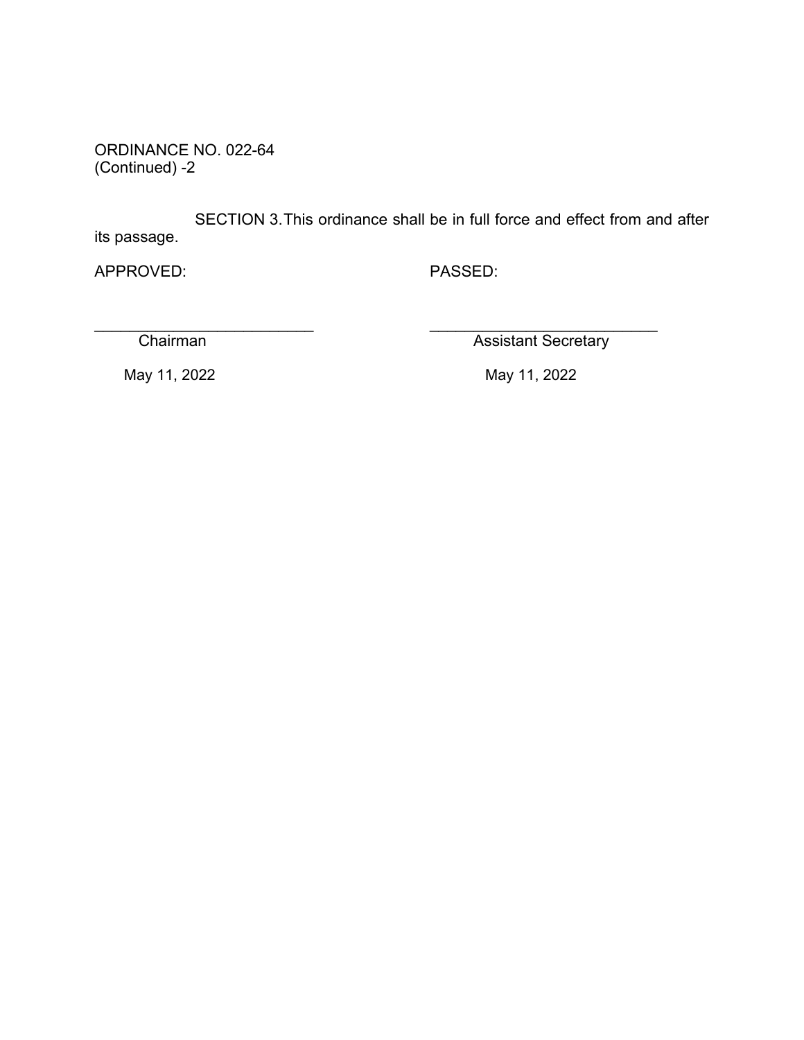ORDINANCE NO. 022-64
(Continued) -2

SECTION 3. This ordinance shall be in full force and effect from and after its passage.

| APPROVED: | PASSED: |
|---|---|
| ___________________________ | ___________________________ |
| Chairman | Assistant Secretary |
| May 11, 2022 | May 11, 2022 |